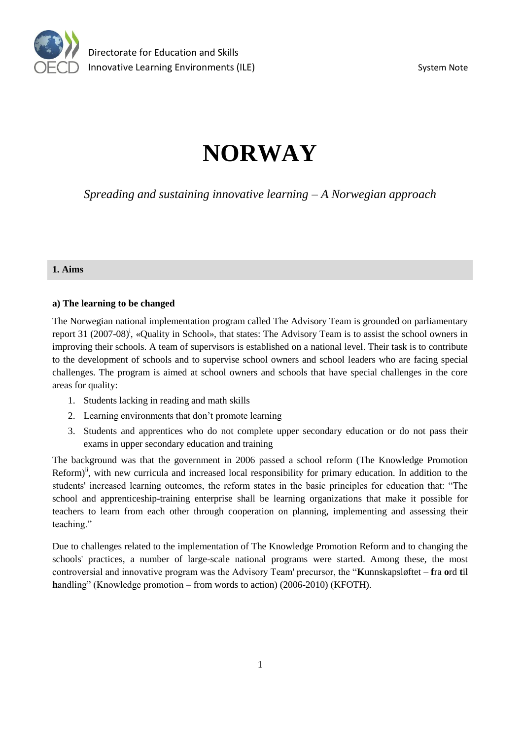Directorate for Education and Skills
Innovative Learning Environments (ILE) System Note

# NORWAY

*Spreading and sustaining innovative learning – A Norwegian approach*

## 1. Aims

### a) The learning to be changed

The Norwegian national implementation program called The Advisory Team is grounded on parliamentary report 31 (2007-08)[i], «Quality in School», that states: The Advisory Team is to assist the school owners in improving their schools. A team of supervisors is established on a national level. Their task is to contribute to the development of schools and to supervise school owners and school leaders who are facing special challenges. The program is aimed at school owners and schools that have special challenges in the core areas for quality:

1. Students lacking in reading and math skills
2. Learning environments that don't promote learning
3. Students and apprentices who do not complete upper secondary education or do not pass their exams in upper secondary education and training

The background was that the government in 2006 passed a school reform (The Knowledge Promotion Reform)[ii], with new curricula and increased local responsibility for primary education. In addition to the students' increased learning outcomes, the reform states in the basic principles for education that: "The school and apprenticeship-training enterprise shall be learning organizations that make it possible for teachers to learn from each other through cooperation on planning, implementing and assessing their teaching."

Due to challenges related to the implementation of The Knowledge Promotion Reform and to changing the schools' practices, a number of large-scale national programs were started. Among these, the most controversial and innovative program was the Advisory Team' precursor, the "**K**unnskapsløftet – **f**ra **o**rd **t**il **h**andling" (Knowledge promotion – from words to action) (2006-2010) (KFOTH).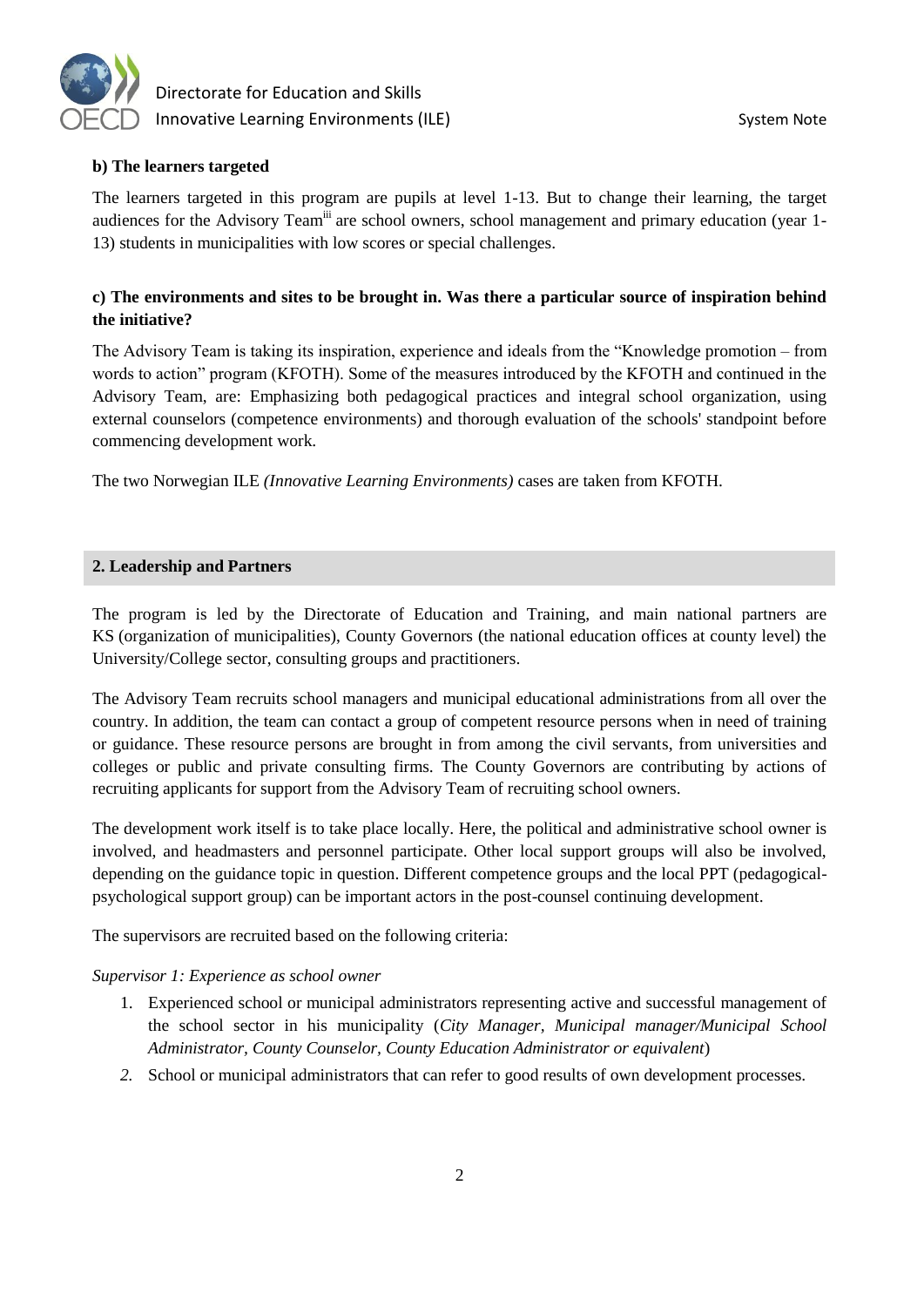**b) The learners targeted**

The learners targeted in this program are pupils at level 1-13. But to change their learning, the target audiences for the Advisory Team[iii] are school owners, school management and primary education (year 1-13) students in municipalities with low scores or special challenges.

**c) The environments and sites to be brought in. Was there a particular source of inspiration behind the initiative?**

The Advisory Team is taking its inspiration, experience and ideals from the "Knowledge promotion – from words to action" program (KFOTH). Some of the measures introduced by the KFOTH and continued in the Advisory Team, are: Emphasizing both pedagogical practices and integral school organization, using external counselors (competence environments) and thorough evaluation of the schools' standpoint before commencing development work.

The two Norwegian ILE *(Innovative Learning Environments)* cases are taken from KFOTH.

## 2. Leadership and Partners

The program is led by the Directorate of Education and Training, and main national partners are KS (organization of municipalities), County Governors (the national education offices at county level) the University/College sector, consulting groups and practitioners.

The Advisory Team recruits school managers and municipal educational administrations from all over the country. In addition, the team can contact a group of competent resource persons when in need of training or guidance. These resource persons are brought in from among the civil servants, from universities and colleges or public and private consulting firms. The County Governors are contributing by actions of recruiting applicants for support from the Advisory Team of recruiting school owners.

The development work itself is to take place locally. Here, the political and administrative school owner is involved, and headmasters and personnel participate. Other local support groups will also be involved, depending on the guidance topic in question. Different competence groups and the local PPT (pedagogical-psychological support group) can be important actors in the post-counsel continuing development.

The supervisors are recruited based on the following criteria:

*Supervisor 1: Experience as school owner*

1. Experienced school or municipal administrators representing active and successful management of the school sector in his municipality (*City Manager, Municipal manager/Municipal School Administrator, County Counselor, County Education Administrator or equivalent*)
2. School or municipal administrators that can refer to good results of own development processes.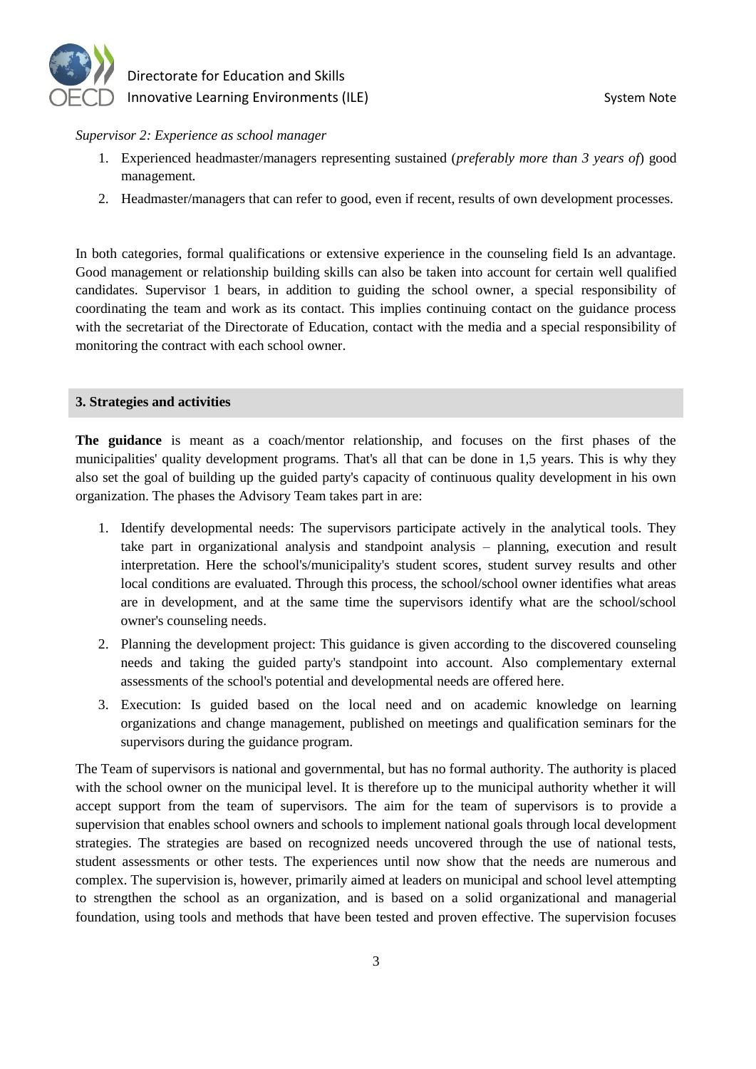*Supervisor 2: Experience as school manager*

1. Experienced headmaster/managers representing sustained (*preferably more than 3 years of*) good management.
2. Headmaster/managers that can refer to good, even if recent, results of own development processes.

In both categories, formal qualifications or extensive experience in the counseling field Is an advantage. Good management or relationship building skills can also be taken into account for certain well qualified candidates. Supervisor 1 bears, in addition to guiding the school owner, a special responsibility of coordinating the team and work as its contact. This implies continuing contact on the guidance process with the secretariat of the Directorate of Education, contact with the media and a special responsibility of monitoring the contract with each school owner.

## 3. Strategies and activities

**The guidance** is meant as a coach/mentor relationship, and focuses on the first phases of the municipalities' quality development programs. That's all that can be done in 1,5 years. This is why they also set the goal of building up the guided party's capacity of continuous quality development in his own organization. The phases the Advisory Team takes part in are:

1. Identify developmental needs: The supervisors participate actively in the analytical tools. They take part in organizational analysis and standpoint analysis – planning, execution and result interpretation. Here the school's/municipality's student scores, student survey results and other local conditions are evaluated. Through this process, the school/school owner identifies what areas are in development, and at the same time the supervisors identify what are the school/school owner's counseling needs.
2. Planning the development project: This guidance is given according to the discovered counseling needs and taking the guided party's standpoint into account. Also complementary external assessments of the school's potential and developmental needs are offered here.
3. Execution: Is guided based on the local need and on academic knowledge on learning organizations and change management, published on meetings and qualification seminars for the supervisors during the guidance program.

The Team of supervisors is national and governmental, but has no formal authority. The authority is placed with the school owner on the municipal level. It is therefore up to the municipal authority whether it will accept support from the team of supervisors. The aim for the team of supervisors is to provide a supervision that enables school owners and schools to implement national goals through local development strategies. The strategies are based on recognized needs uncovered through the use of national tests, student assessments or other tests. The experiences until now show that the needs are numerous and complex. The supervision is, however, primarily aimed at leaders on municipal and school level attempting to strengthen the school as an organization, and is based on a solid organizational and managerial foundation, using tools and methods that have been tested and proven effective. The supervision focuses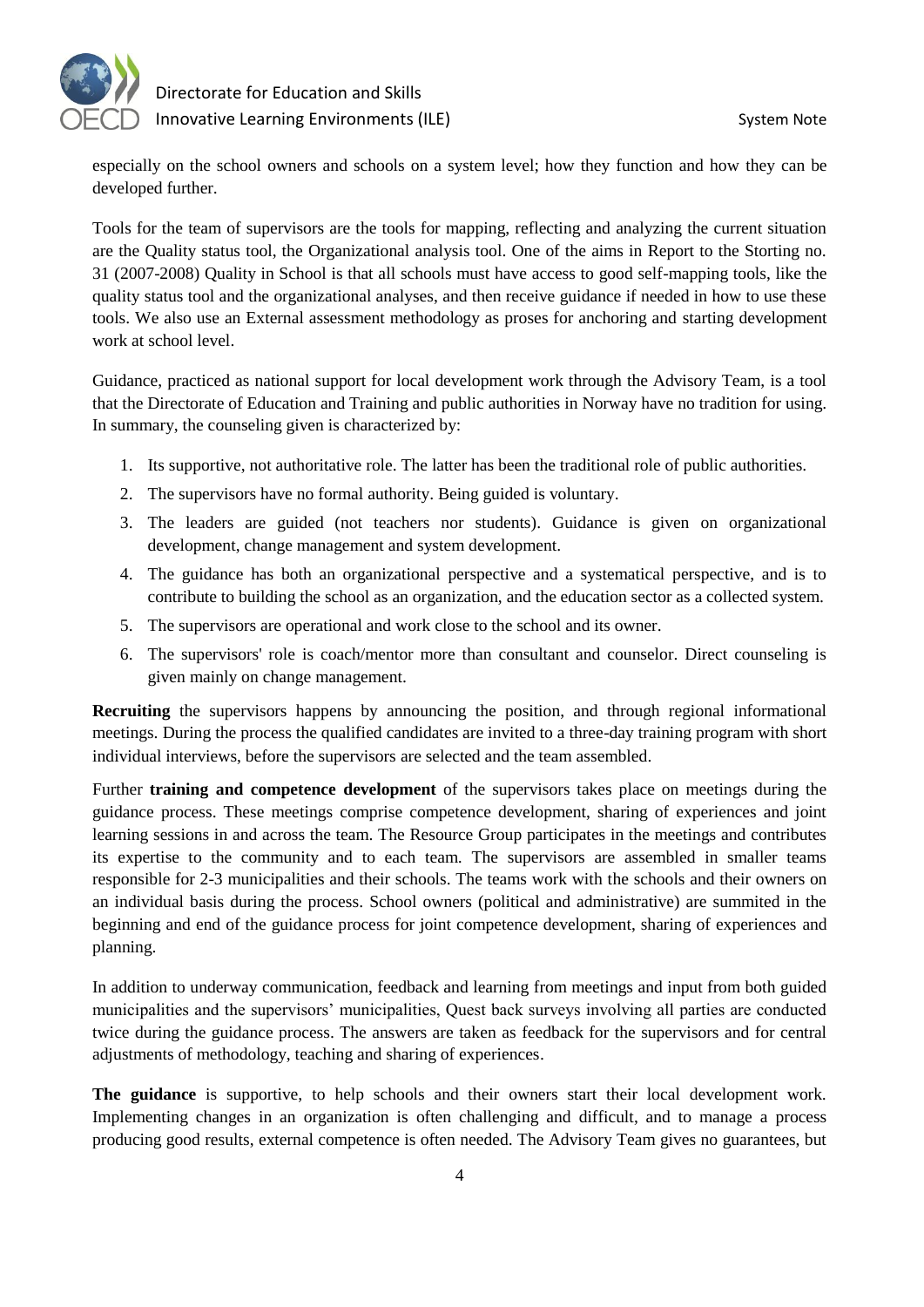especially on the school owners and schools on a system level; how they function and how they can be developed further.

Tools for the team of supervisors are the tools for mapping, reflecting and analyzing the current situation are the Quality status tool, the Organizational analysis tool. One of the aims in Report to the Storting no. 31 (2007-2008) Quality in School is that all schools must have access to good self-mapping tools, like the quality status tool and the organizational analyses, and then receive guidance if needed in how to use these tools. We also use an External assessment methodology as proses for anchoring and starting development work at school level.

Guidance, practiced as national support for local development work through the Advisory Team, is a tool that the Directorate of Education and Training and public authorities in Norway have no tradition for using. In summary, the counseling given is characterized by:

1. Its supportive, not authoritative role. The latter has been the traditional role of public authorities.
2. The supervisors have no formal authority. Being guided is voluntary.
3. The leaders are guided (not teachers nor students). Guidance is given on organizational development, change management and system development.
4. The guidance has both an organizational perspective and a systematical perspective, and is to contribute to building the school as an organization, and the education sector as a collected system.
5. The supervisors are operational and work close to the school and its owner.
6. The supervisors' role is coach/mentor more than consultant and counselor. Direct counseling is given mainly on change management.

**Recruiting** the supervisors happens by announcing the position, and through regional informational meetings. During the process the qualified candidates are invited to a three-day training program with short individual interviews, before the supervisors are selected and the team assembled.

Further **training and competence development** of the supervisors takes place on meetings during the guidance process. These meetings comprise competence development, sharing of experiences and joint learning sessions in and across the team. The Resource Group participates in the meetings and contributes its expertise to the community and to each team. The supervisors are assembled in smaller teams responsible for 2-3 municipalities and their schools. The teams work with the schools and their owners on an individual basis during the process. School owners (political and administrative) are summited in the beginning and end of the guidance process for joint competence development, sharing of experiences and planning.

In addition to underway communication, feedback and learning from meetings and input from both guided municipalities and the supervisors' municipalities, Quest back surveys involving all parties are conducted twice during the guidance process. The answers are taken as feedback for the supervisors and for central adjustments of methodology, teaching and sharing of experiences.

**The guidance** is supportive, to help schools and their owners start their local development work. Implementing changes in an organization is often challenging and difficult, and to manage a process producing good results, external competence is often needed. The Advisory Team gives no guarantees, but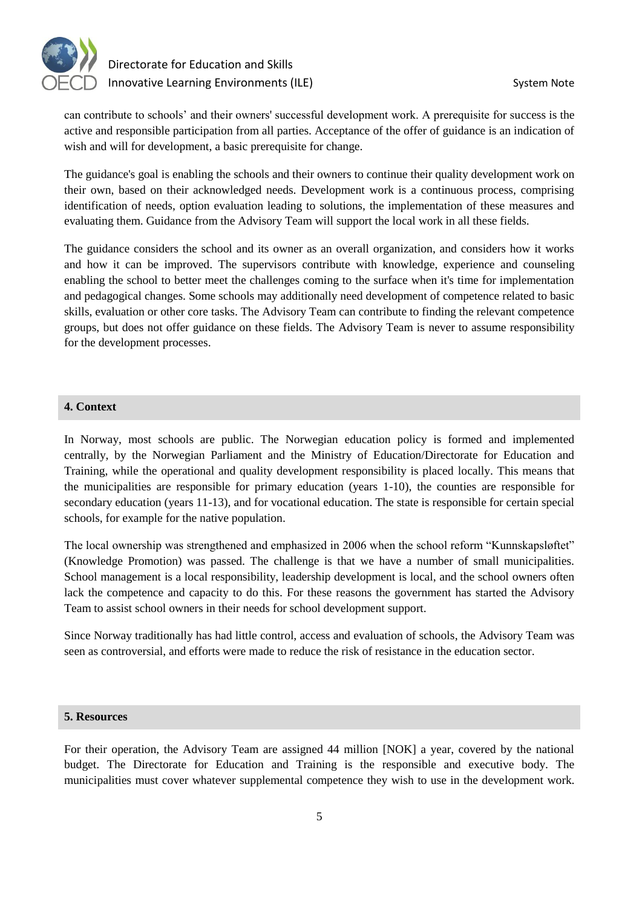can contribute to schools' and their owners' successful development work. A prerequisite for success is the active and responsible participation from all parties. Acceptance of the offer of guidance is an indication of wish and will for development, a basic prerequisite for change.

The guidance's goal is enabling the schools and their owners to continue their quality development work on their own, based on their acknowledged needs. Development work is a continuous process, comprising identification of needs, option evaluation leading to solutions, the implementation of these measures and evaluating them. Guidance from the Advisory Team will support the local work in all these fields.

The guidance considers the school and its owner as an overall organization, and considers how it works and how it can be improved. The supervisors contribute with knowledge, experience and counseling enabling the school to better meet the challenges coming to the surface when it's time for implementation and pedagogical changes. Some schools may additionally need development of competence related to basic skills, evaluation or other core tasks. The Advisory Team can contribute to finding the relevant competence groups, but does not offer guidance on these fields. The Advisory Team is never to assume responsibility for the development processes.

## 4. Context

In Norway, most schools are public. The Norwegian education policy is formed and implemented centrally, by the Norwegian Parliament and the Ministry of Education/Directorate for Education and Training, while the operational and quality development responsibility is placed locally. This means that the municipalities are responsible for primary education (years 1-10), the counties are responsible for secondary education (years 11-13), and for vocational education. The state is responsible for certain special schools, for example for the native population.

The local ownership was strengthened and emphasized in 2006 when the school reform "Kunnskapsløftet" (Knowledge Promotion) was passed. The challenge is that we have a number of small municipalities. School management is a local responsibility, leadership development is local, and the school owners often lack the competence and capacity to do this. For these reasons the government has started the Advisory Team to assist school owners in their needs for school development support.

Since Norway traditionally has had little control, access and evaluation of schools, the Advisory Team was seen as controversial, and efforts were made to reduce the risk of resistance in the education sector.

## 5. Resources

For their operation, the Advisory Team are assigned 44 million [NOK] a year, covered by the national budget. The Directorate for Education and Training is the responsible and executive body. The municipalities must cover whatever supplemental competence they wish to use in the development work.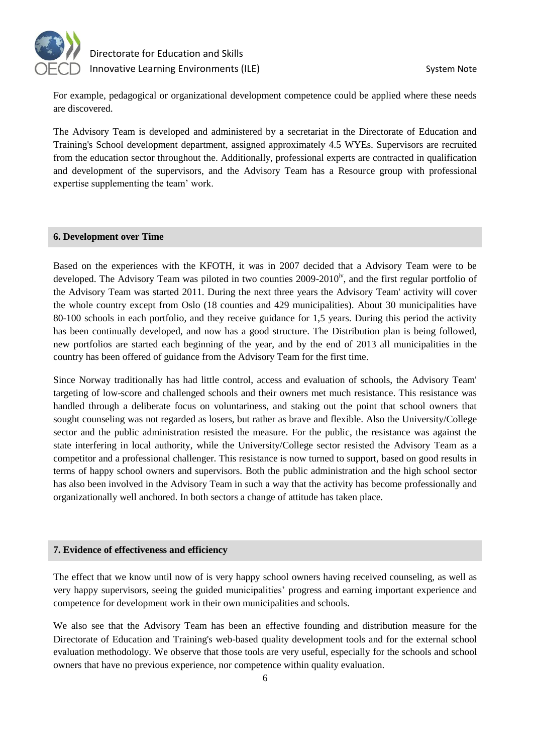For example, pedagogical or organizational development competence could be applied where these needs are discovered.

The Advisory Team is developed and administered by a secretariat in the Directorate of Education and Training's School development department, assigned approximately 4.5 WYEs. Supervisors are recruited from the education sector throughout the. Additionally, professional experts are contracted in qualification and development of the supervisors, and the Advisory Team has a Resource group with professional expertise supplementing the team' work.

## 6. Development over Time

Based on the experiences with the KFOTH, it was in 2007 decided that a Advisory Team were to be developed. The Advisory Team was piloted in two counties 2009-2010[iv], and the first regular portfolio of the Advisory Team was started 2011. During the next three years the Advisory Team' activity will cover the whole country except from Oslo (18 counties and 429 municipalities). About 30 municipalities have 80-100 schools in each portfolio, and they receive guidance for 1,5 years. During this period the activity has been continually developed, and now has a good structure. The Distribution plan is being followed, new portfolios are started each beginning of the year, and by the end of 2013 all municipalities in the country has been offered of guidance from the Advisory Team for the first time.

Since Norway traditionally has had little control, access and evaluation of schools, the Advisory Team' targeting of low-score and challenged schools and their owners met much resistance. This resistance was handled through a deliberate focus on voluntariness, and staking out the point that school owners that sought counseling was not regarded as losers, but rather as brave and flexible. Also the University/College sector and the public administration resisted the measure. For the public, the resistance was against the state interfering in local authority, while the University/College sector resisted the Advisory Team as a competitor and a professional challenger. This resistance is now turned to support, based on good results in terms of happy school owners and supervisors. Both the public administration and the high school sector has also been involved in the Advisory Team in such a way that the activity has become professionally and organizationally well anchored. In both sectors a change of attitude has taken place.

## 7. Evidence of effectiveness and efficiency

The effect that we know until now of is very happy school owners having received counseling, as well as very happy supervisors, seeing the guided municipalities' progress and earning important experience and competence for development work in their own municipalities and schools.

We also see that the Advisory Team has been an effective founding and distribution measure for the Directorate of Education and Training's web-based quality development tools and for the external school evaluation methodology. We observe that those tools are very useful, especially for the schools and school owners that have no previous experience, nor competence within quality evaluation.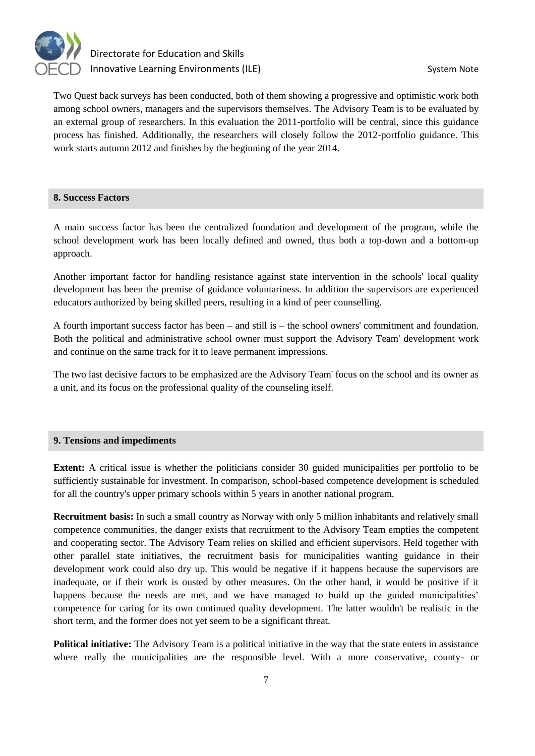Two Quest back surveys has been conducted, both of them showing a progressive and optimistic work both among school owners, managers and the supervisors themselves. The Advisory Team is to be evaluated by an external group of researchers. In this evaluation the 2011-portfolio will be central, since this guidance process has finished. Additionally, the researchers will closely follow the 2012-portfolio guidance. This work starts autumn 2012 and finishes by the beginning of the year 2014.

## 8. Success Factors

A main success factor has been the centralized foundation and development of the program, while the school development work has been locally defined and owned, thus both a top-down and a bottom-up approach.

Another important factor for handling resistance against state intervention in the schools' local quality development has been the premise of guidance voluntariness. In addition the supervisors are experienced educators authorized by being skilled peers, resulting in a kind of peer counselling.

A fourth important success factor has been – and still is – the school owners' commitment and foundation. Both the political and administrative school owner must support the Advisory Team' development work and continue on the same track for it to leave permanent impressions.

The two last decisive factors to be emphasized are the Advisory Team' focus on the school and its owner as a unit, and its focus on the professional quality of the counseling itself.

## 9. Tensions and impediments

**Extent:** A critical issue is whether the politicians consider 30 guided municipalities per portfolio to be sufficiently sustainable for investment. In comparison, school-based competence development is scheduled for all the country's upper primary schools within 5 years in another national program.

**Recruitment basis:** In such a small country as Norway with only 5 million inhabitants and relatively small competence communities, the danger exists that recruitment to the Advisory Team empties the competent and cooperating sector. The Advisory Team relies on skilled and efficient supervisors. Held together with other parallel state initiatives, the recruitment basis for municipalities wanting guidance in their development work could also dry up. This would be negative if it happens because the supervisors are inadequate, or if their work is ousted by other measures. On the other hand, it would be positive if it happens because the needs are met, and we have managed to build up the guided municipalities' competence for caring for its own continued quality development. The latter wouldn't be realistic in the short term, and the former does not yet seem to be a significant threat.

**Political initiative:** The Advisory Team is a political initiative in the way that the state enters in assistance where really the municipalities are the responsible level. With a more conservative, county- or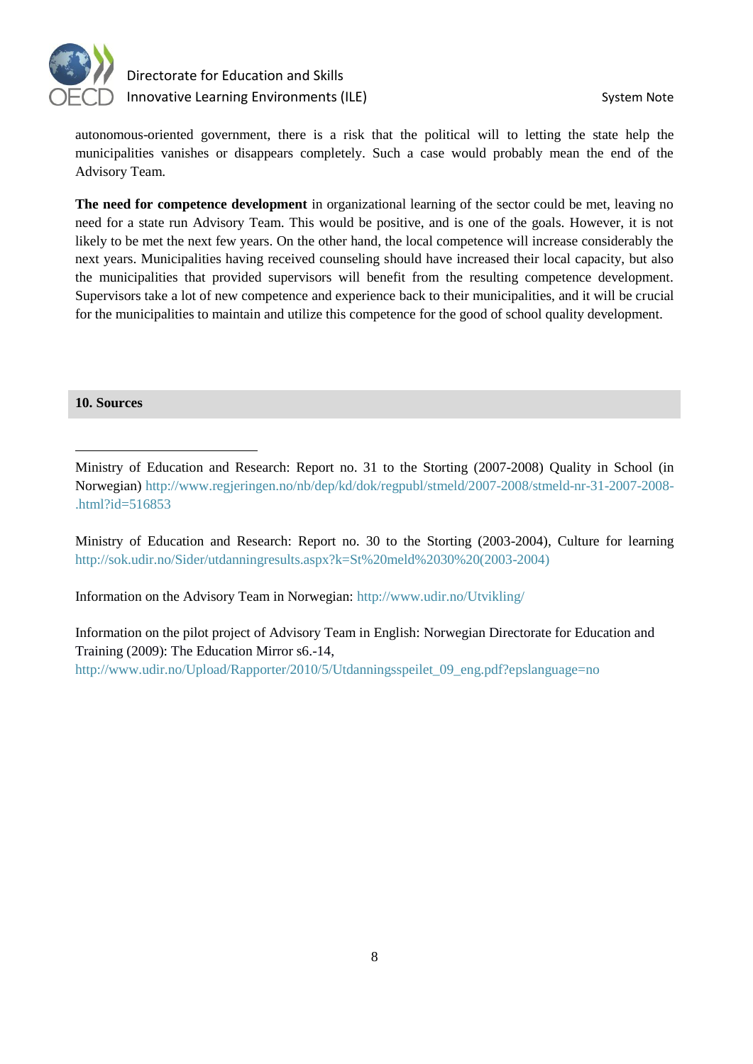autonomous-oriented government, there is a risk that the political will to letting the state help the municipalities vanishes or disappears completely. Such a case would probably mean the end of the Advisory Team.

**The need for competence development** in organizational learning of the sector could be met, leaving no need for a state run Advisory Team. This would be positive, and is one of the goals. However, it is not likely to be met the next few years. On the other hand, the local competence will increase considerably the next years. Municipalities having received counseling should have increased their local capacity, but also the municipalities that provided supervisors will benefit from the resulting competence development. Supervisors take a lot of new competence and experience back to their municipalities, and it will be crucial for the municipalities to maintain and utilize this competence for the good of school quality development.

## 10. Sources

---

Ministry of Education and Research: Report no. 31 to the Storting (2007-2008) Quality in School (in Norwegian) http://www.regjeringen.no/nb/dep/kd/dok/regpubl/stmeld/2007-2008/stmeld-nr-31-2007-2008-.html?id=516853

Ministry of Education and Research: Report no. 30 to the Storting (2003-2004), Culture for learning http://sok.udir.no/Sider/utdanningresults.aspx?k=St%20meld%2030%20(2003-2004)

Information on the Advisory Team in Norwegian: http://www.udir.no/Utvikling/

Information on the pilot project of Advisory Team in English: Norwegian Directorate for Education and Training (2009): The Education Mirror s6.-14, http://www.udir.no/Upload/Rapporter/2010/5/Utdanningsspeilet_09_eng.pdf?epslanguage=no